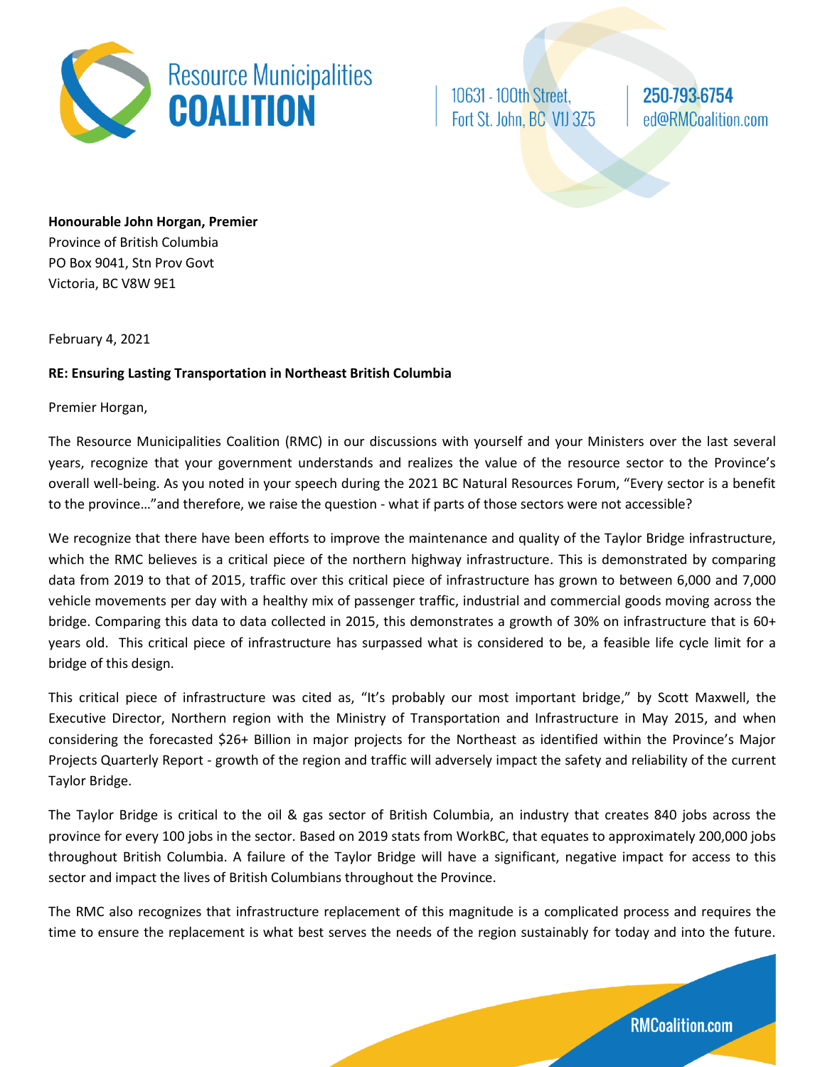**Resource Municipalities COALITION**

10631 - 100th Street,
Fort St. John, BC V1J 3Z5

250-793-6754
ed@RMCoalition.com

**Honourable John Horgan, Premier**
Province of British Columbia
PO Box 9041, Stn Prov Govt
Victoria, BC V8W 9E1

February 4, 2021

**RE: Ensuring Lasting Transportation in Northeast British Columbia**

Premier Horgan,

The Resource Municipalities Coalition (RMC) in our discussions with yourself and your Ministers over the last several years, recognize that your government understands and realizes the value of the resource sector to the Province's overall well-being. As you noted in your speech during the 2021 BC Natural Resources Forum, "Every sector is a benefit to the province…"and therefore, we raise the question - what if parts of those sectors were not accessible?

We recognize that there have been efforts to improve the maintenance and quality of the Taylor Bridge infrastructure, which the RMC believes is a critical piece of the northern highway infrastructure. This is demonstrated by comparing data from 2019 to that of 2015, traffic over this critical piece of infrastructure has grown to between 6,000 and 7,000 vehicle movements per day with a healthy mix of passenger traffic, industrial and commercial goods moving across the bridge. Comparing this data to data collected in 2015, this demonstrates a growth of 30% on infrastructure that is 60+ years old. This critical piece of infrastructure has surpassed what is considered to be, a feasible life cycle limit for a bridge of this design.

This critical piece of infrastructure was cited as, "It's probably our most important bridge," by Scott Maxwell, the Executive Director, Northern region with the Ministry of Transportation and Infrastructure in May 2015, and when considering the forecasted $26+ Billion in major projects for the Northeast as identified within the Province's Major Projects Quarterly Report - growth of the region and traffic will adversely impact the safety and reliability of the current Taylor Bridge.

The Taylor Bridge is critical to the oil & gas sector of British Columbia, an industry that creates 840 jobs across the province for every 100 jobs in the sector. Based on 2019 stats from WorkBC, that equates to approximately 200,000 jobs throughout British Columbia. A failure of the Taylor Bridge will have a significant, negative impact for access to this sector and impact the lives of British Columbians throughout the Province.

The RMC also recognizes that infrastructure replacement of this magnitude is a complicated process and requires the time to ensure the replacement is what best serves the needs of the region sustainably for today and into the future.

RMCoalition.com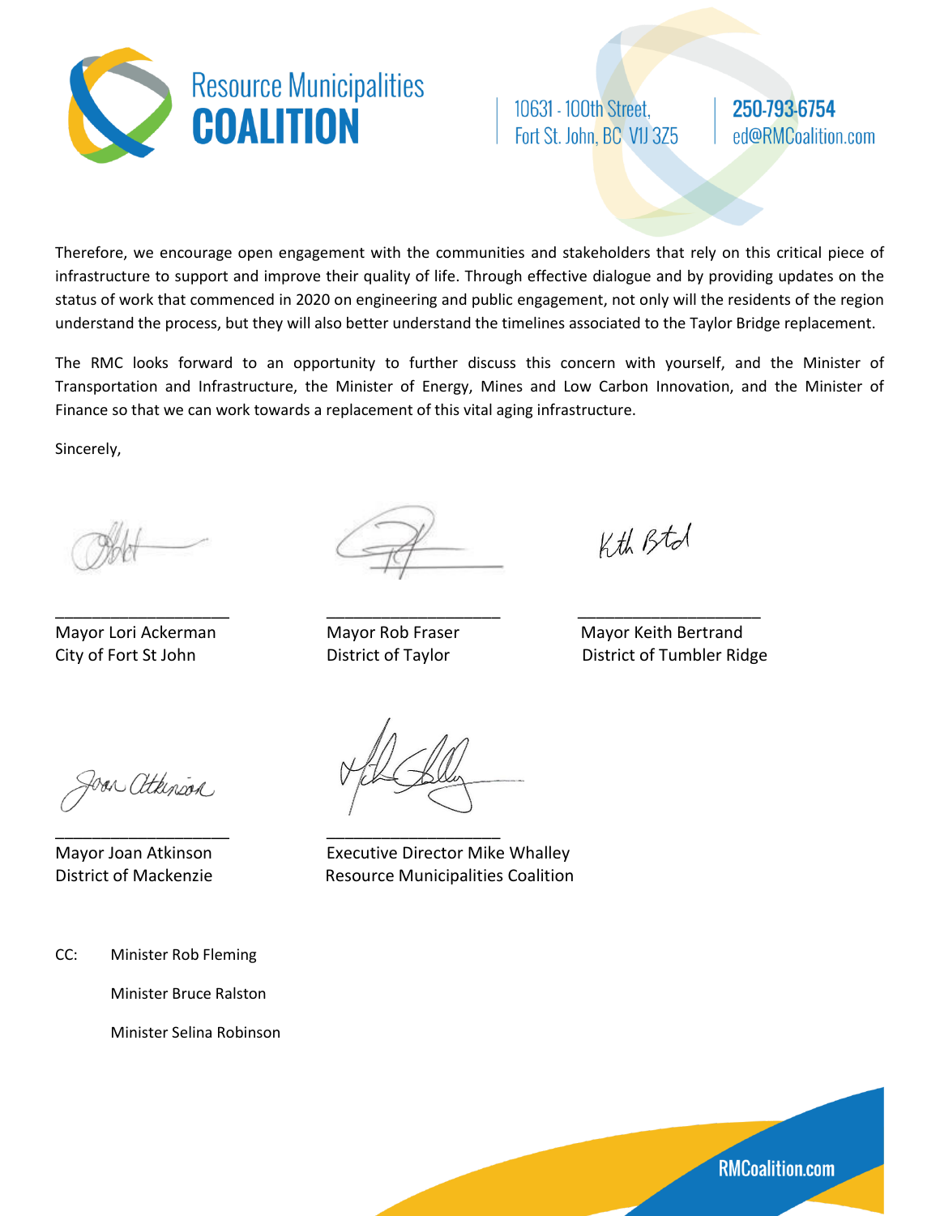Therefore, we encourage open engagement with the communities and stakeholders that rely on this critical piece of infrastructure to support and improve their quality of life. Through effective dialogue and by providing updates on the status of work that commenced in 2020 on engineering and public engagement, not only will the residents of the region understand the process, but they will also better understand the timelines associated to the Taylor Bridge replacement.

The RMC looks forward to an opportunity to further discuss this concern with yourself, and the Minister of Transportation and Infrastructure, the Minister of Energy, Mines and Low Carbon Innovation, and the Minister of Finance so that we can work towards a replacement of this vital aging infrastructure.

Sincerely,

Mayor Lori Ackerman
City of Fort St John

Mayor Rob Fraser
District of Taylor

Mayor Keith Bertrand
District of Tumbler Ridge

Mayor Joan Atkinson
District of Mackenzie

Executive Director Mike Whalley
Resource Municipalities Coalition

CC: Minister Rob Fleming

Minister Bruce Ralston

Minister Selina Robinson